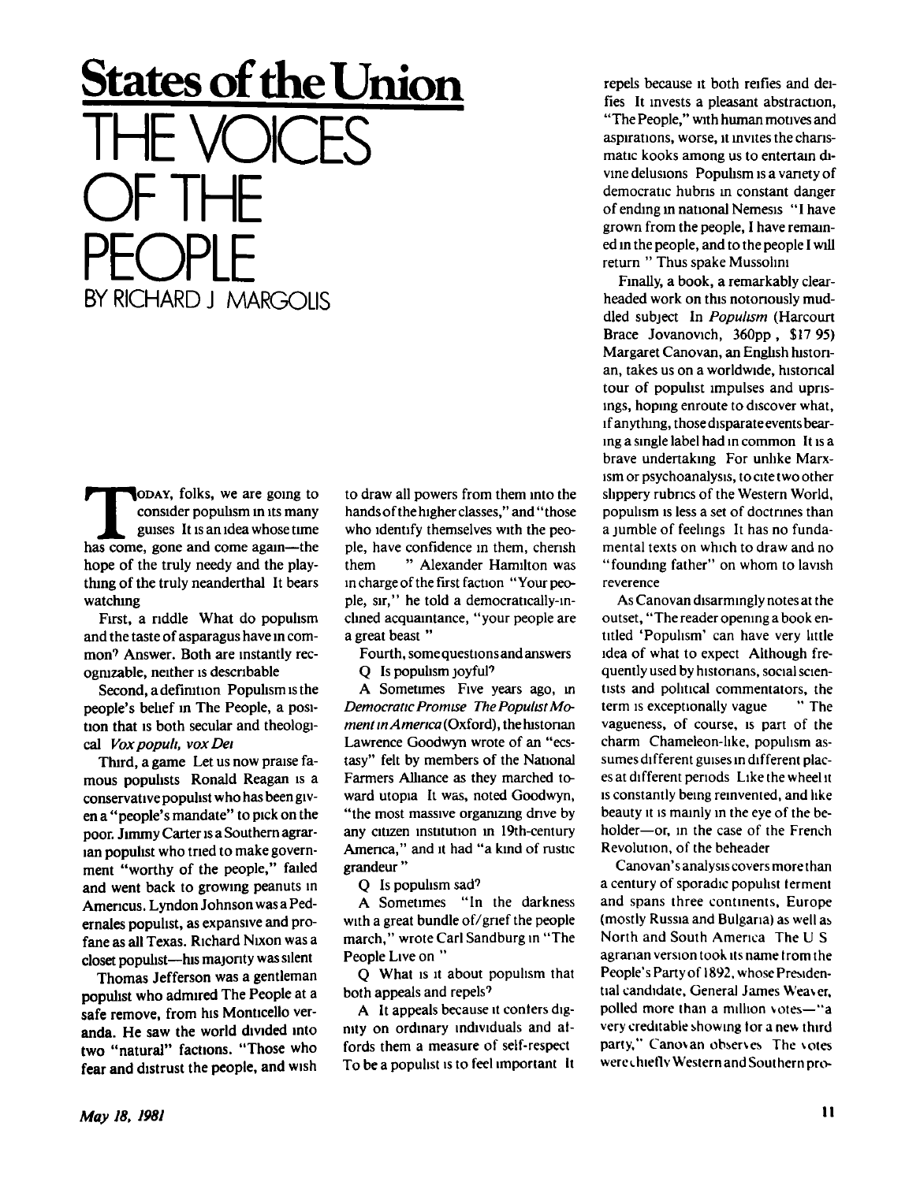# States of the Union

# THE VOICES OF THE PEOPLE

BY RICHARD J MARGOLIS

TODAY, folks, we are going to consider populism in its many guises It is an idea whose time has come, gone and come again—the hope of the truly needy and the plaything of the truly neanderthal It bears watching

First, a riddle What do populism and the taste of asparagus have in common? Answer. Both are instantly recognizable, neither is describable

Second, a definition Populism is the people's belief in The People, a position that is both secular and theological *Vox populi, vox Dei*

Third, a game Let us now praise famous populists Ronald Reagan is a conservative populist who has been given a "people's mandate" to pick on the poor. Jimmy Carter is a Southern agrarian populist who tried to make government "worthy of the people," failed and went back to growing peanuts in Americus. Lyndon Johnson was a Pedernales populist, as expansive and profane as all Texas. Richard Nixon was a closet populist—his majority was silent

Thomas Jefferson was a gentleman populist who admired The People at a safe remove, from his Monticello veranda. He saw the world divided into two "natural" factions. "Those who fear and distrust the people, and wish to draw all powers from them into the hands of the higher classes," and "those who identify themselves with the people, have confidence in them, cherish them " Alexander Hamilton was in charge of the first faction "Your people, sir," he told a democratically-inclined acquaintance, "your people are a great beast "

Fourth, some questions and answers

Q Is populism joyful?

A Sometimes Five years ago, in *Democratic Promise The Populist Moment in America* (Oxford), the historian Lawrence Goodwyn wrote of an "ecstasy" felt by members of the National Farmers Alliance as they marched toward utopia It was, noted Goodwyn, "the most massive organizing drive by any citizen institution in 19th-century America," and it had "a kind of rustic grandeur "

Q Is populism sad?

A Sometimes "In the darkness with a great bundle of/grief the people march," wrote Carl Sandburg in "The People Live on "

Q What is it about populism that both appeals and repels?

A It appeals because it confers dignity on ordinary individuals and affords them a measure of self-respect To be a populist is to feel important It repels because it both reifies and deifies It invests a pleasant abstraction, "The People," with human motives and aspirations, worse, it invites the charismatic kooks among us to entertain divine delusions Populism is a variety of democratic hubris in constant danger of ending in national Nemesis "I have grown from the people, I have remained in the people, and to the people I will return " Thus spake Mussolini

Finally, a book, a remarkably clearheaded work on this notoriously muddled subject In *Populism* (Harcourt Brace Jovanovich, 360pp , $17 95) Margaret Canovan, an English historian, takes us on a worldwide, historical tour of populist impulses and uprisings, hoping enroute to discover what, if anything, those disparate events bearing a single label had in common It is a brave undertaking For unlike Marxism or psychoanalysis, to cite two other slippery rubrics of the Western World, populism is less a set of doctrines than a jumble of feelings It has no fundamental texts on which to draw and no "founding father" on whom to lavish reverence

As Canovan disarmingly notes at the outset, "The reader opening a book entitled 'Populism' can have very little idea of what to expect Although frequently used by historians, social scientists and political commentators, the term is exceptionally vague " The vagueness, of course, is part of the charm Chameleon-like, populism assumes different guises in different places at different periods Like the wheel it is constantly being reinvented, and like beauty it is mainly in the eye of the beholder—or, in the case of the French Revolution, of the beheader

Canovan's analysis covers more than a century of sporadic populist ferment and spans three continents, Europe (mostly Russia and Bulgaria) as well as North and South America The U S agrarian version took its name from the People's Party of 1892, whose Presidential candidate, General James Weaver, polled more than a million votes—"a very creditable showing for a new third party," Canovan observes The votes were chiefly Western and Southern pro-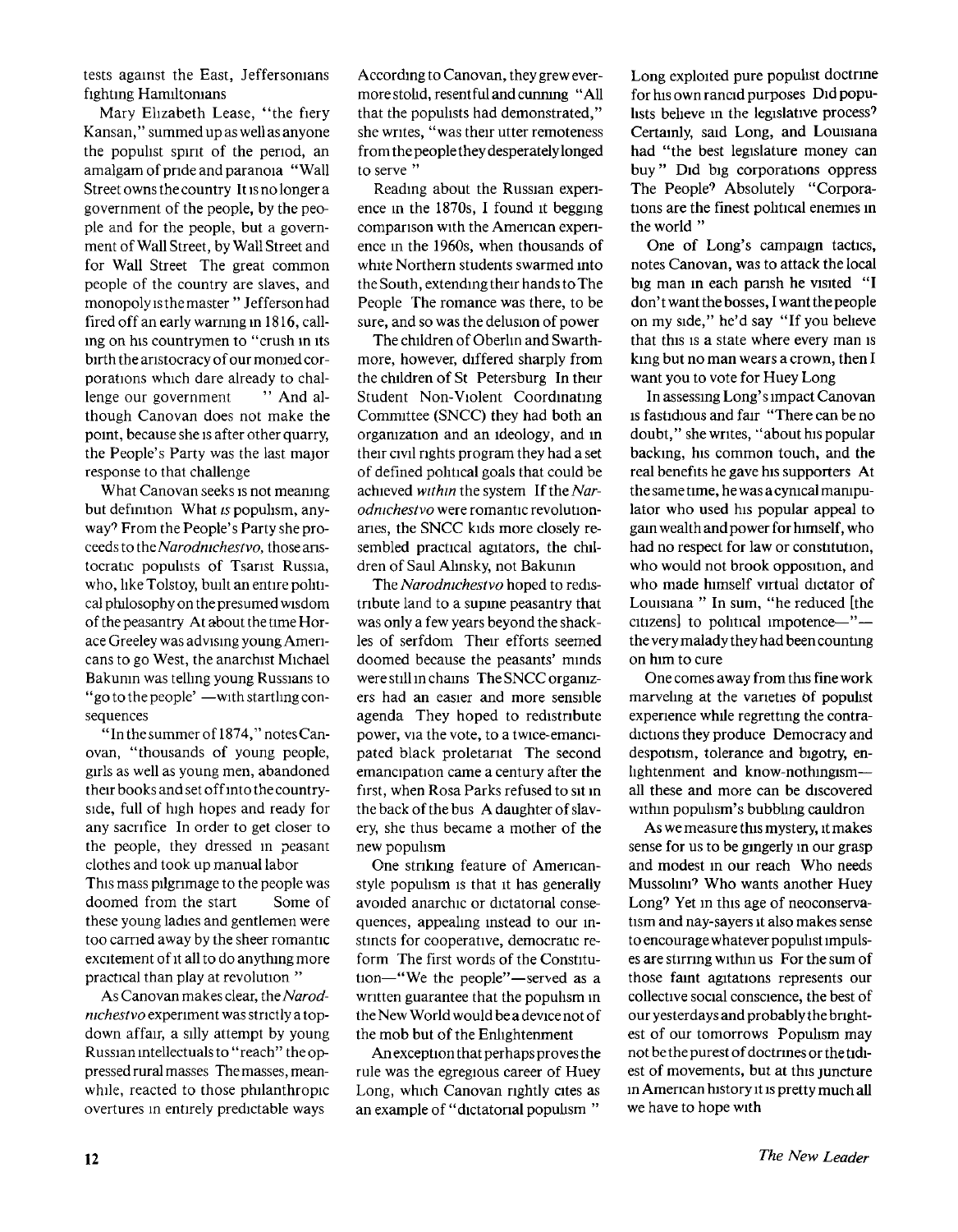tests against the East, Jeffersonians fighting Hamiltonians

Mary Elizabeth Lease, "the fiery Kansan," summed up as well as anyone the populist spirit of the period, an amalgam of pride and paranoia "Wall Street owns the country It is no longer a government of the people, by the people and for the people, but a government of Wall Street, by Wall Street and for Wall Street The great common people of the country are slaves, and monopoly is the master " Jefferson had fired off an early warning in 1816, calling on his countrymen to "crush in its birth the aristocracy of our monied corporations which dare already to challenge our government " And although Canovan does not make the point, because she is after other quarry, the People's Party was the last major response to that challenge

What Canovan seeks is not meaning but definition What *is* populism, anyway? From the People's Party she proceeds to the *Narodnichestvo*, those aristocratic populists of Tsarist Russia, who, like Tolstoy, built an entire political philosophy on the presumed wisdom of the peasantry At about the time Horace Greeley was advising young Americans to go West, the anarchist Michael Bakunin was telling young Russians to "go to the people' —with startling consequences

"In the summer of 1874," notes Canovan, "thousands of young people, girls as well as young men, abandoned their books and set off into the countryside, full of high hopes and ready for any sacrifice In order to get closer to the people, they dressed in peasant clothes and took up manual labor This mass pilgrimage to the people was doomed from the start Some of these young ladies and gentlemen were too carried away by the sheer romantic excitement of it all to do anything more practical than play at revolution "

As Canovan makes clear, the *Narodnichestvo* experiment was strictly a top-down affair, a silly attempt by young Russian intellectuals to "reach" the oppressed rural masses The masses, meanwhile, reacted to those philanthropic overtures in entirely predictable ways According to Canovan, they grew evermore stolid, resentful and cunning "All that the populists had demonstrated," she writes, "was their utter remoteness from the people they desperately longed to serve "

Reading about the Russian experience in the 1870s, I found it begging comparison with the American experience in the 1960s, when thousands of white Northern students swarmed into the South, extending their hands to The People The romance was there, to be sure, and so was the delusion of power

The children of Oberlin and Swarthmore, however, differed sharply from the children of St Petersburg In their Student Non-Violent Coordinating Committee (SNCC) they had both an organization and an ideology, and in their civil rights program they had a set of defined political goals that could be achieved *within* the system If the *Narodnichestvo* were romantic revolutionaries, the SNCC kids more closely resembled practical agitators, the children of Saul Alinsky, not Bakunin

The *Narodnichestvo* hoped to redistribute land to a supine peasantry that was only a few years beyond the shackles of serfdom Their efforts seemed doomed because the peasants' minds were still in chains The SNCC organizers had an easier and more sensible agenda They hoped to redistribute power, via the vote, to a twice-emancipated black proletariat The second emancipation came a century after the first, when Rosa Parks refused to sit in the back of the bus A daughter of slavery, she thus became a mother of the new populism

One striking feature of American-style populism is that it has generally avoided anarchic or dictatorial consequences, appealing instead to our instincts for cooperative, democratic reform The first words of the Constitution—"We the people"—served as a written guarantee that the populism in the New World would be a device not of the mob but of the Enlightenment

An exception that perhaps proves the rule was the egregious career of Huey Long, which Canovan rightly cites as an example of "dictatorial populism " Long exploited pure populist doctrine for his own rancid purposes Did populists believe in the legislative process? Certainly, said Long, and Louisiana had "the best legislature money can buy" Did big corporations oppress The People? Absolutely "Corporations are the finest political enemies in the world "

One of Long's campaign tactics, notes Canovan, was to attack the local big man in each parish he visited "I don't want the bosses, I want the people on my side," he'd say "If you believe that this is a state where every man is king but no man wears a crown, then I want you to vote for Huey Long

In assessing Long's impact Canovan is fastidious and fair "There can be no doubt," she writes, "about his popular backing, his common touch, and the real benefits he gave his supporters At the same time, he was a cynical manipulator who used his popular appeal to gain wealth and power for himself, who had no respect for law or constitution, who would not brook opposition, and who made himself virtual dictator of Louisiana " In sum, "he reduced [the citizens] to political impotence—"—the very malady they had been counting on him to cure

One comes away from this fine work marveling at the varieties of populist experience while regretting the contradictions they produce Democracy and despotism, tolerance and bigotry, enlightenment and know-nothingism—all these and more can be discovered within populism's bubbling cauldron

As we measure this mystery, it makes sense for us to be gingerly in our grasp and modest in our reach Who needs Mussolini? Who wants another Huey Long? Yet in this age of neoconservatism and nay-sayers it also makes sense to encourage whatever populist impulses are stirring within us For the sum of those faint agitations represents our collective social conscience, the best of our yesterdays and probably the brightest of our tomorrows Populism may not be the purest of doctrines or the tidiest of movements, but at this juncture in American history it is pretty much all we have to hope with